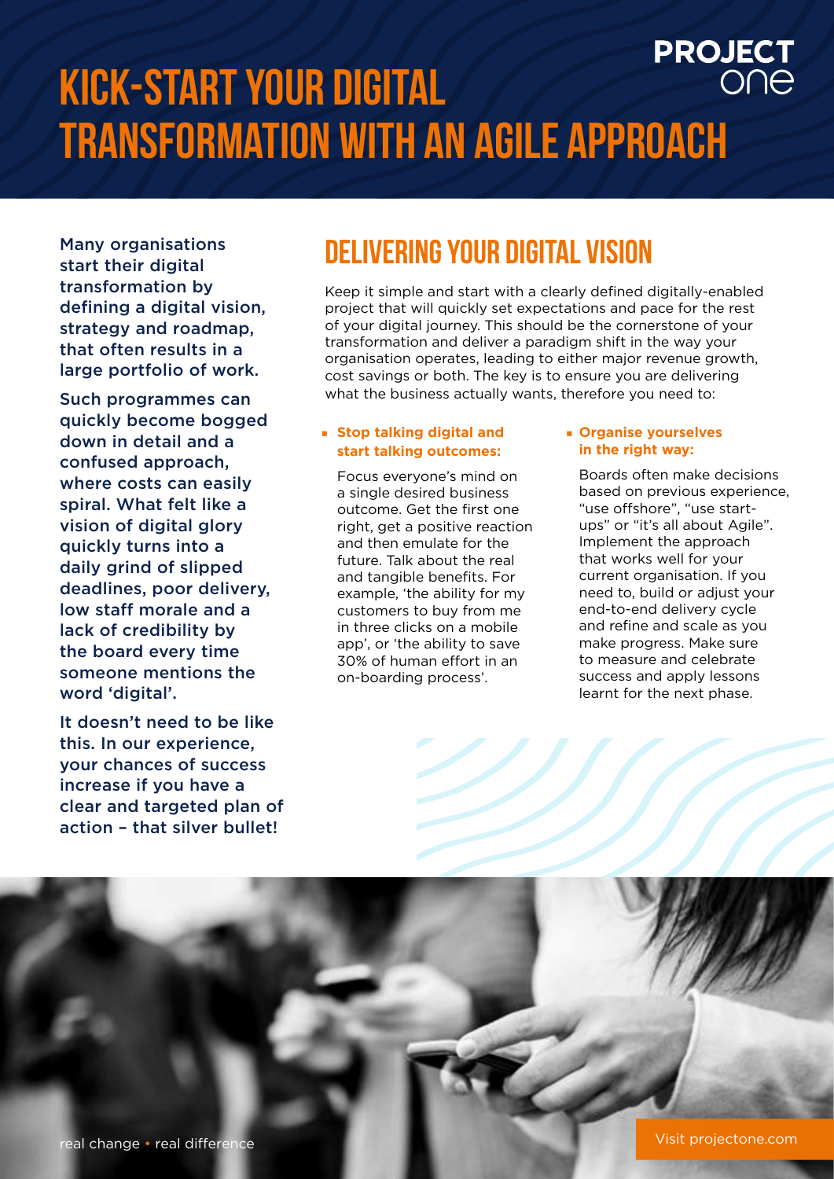# KICK-START YOUR DIGITAL TRANSFORMATION WITH AN AGILE APPROACH

**Many organisations start their digital transformation by defining a digital vision, strategy and roadmap, that often results in a large portfolio of work.**

**Such programmes can quickly become bogged down in detail and a confused approach, where costs can easily spiral. What felt like a vision of digital glory quickly turns into a daily grind of slipped deadlines, poor delivery, low staff morale and a lack of credibility by the board every time someone mentions the word 'digital'.**

**It doesn't need to be like this. In our experience, your chances of success increase if you have a clear and targeted plan of action – that silver bullet!**

## DELIVERING YOUR DIGITAL VISION

Keep it simple and start with a clearly defined digitally-enabled project that will quickly set expectations and pace for the rest of your digital journey. This should be the cornerstone of your transformation and deliver a paradigm shift in the way your organisation operates, leading to either major revenue growth, cost savings or both. The key is to ensure you are delivering what the business actually wants, therefore you need to:

- **Stop talking digital and start talking outcomes:**

  Focus everyone's mind on a single desired business outcome. Get the first one right, get a positive reaction and then emulate for the future. Talk about the real and tangible benefits. For example, 'the ability for my customers to buy from me in three clicks on a mobile app', or 'the ability to save 30% of human effort in an on-boarding process'.

- **Organise yourselves in the right way:**

  Boards often make decisions based on previous experience, "use offshore", "use start-ups" or "it's all about Agile". Implement the approach that works well for your current organisation. If you need to, build or adjust your end-to-end delivery cycle and refine and scale as you make progress. Make sure to measure and celebrate success and apply lessons learnt for the next phase.

real change • real difference

Visit projectone.com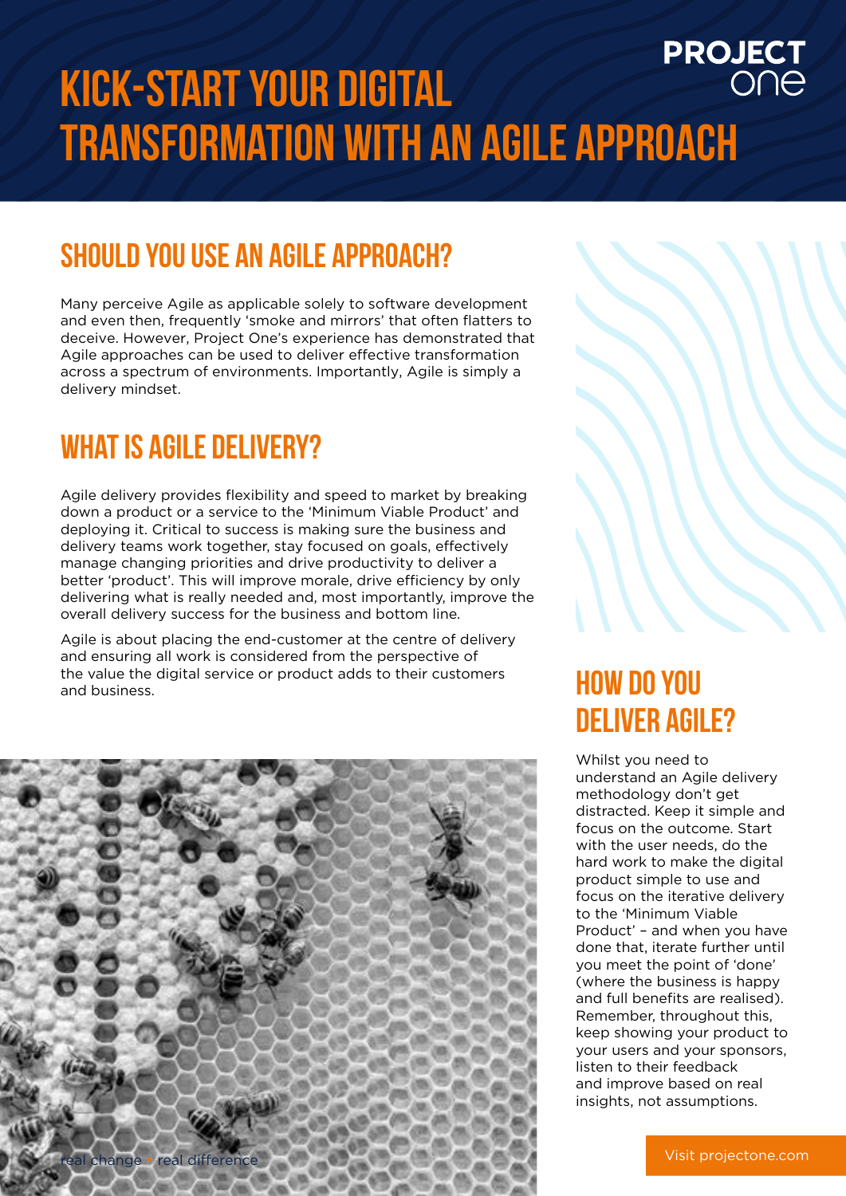# KICK-START YOUR DIGITAL TRANSFORMATION WITH AN AGILE APPROACH

## SHOULD YOU USE AN AGILE APPROACH?

Many perceive Agile as applicable solely to software development and even then, frequently 'smoke and mirrors' that often flatters to deceive. However, Project One's experience has demonstrated that Agile approaches can be used to deliver effective transformation across a spectrum of environments. Importantly, Agile is simply a delivery mindset.

## WHAT IS AGILE DELIVERY?

Agile delivery provides flexibility and speed to market by breaking down a product or a service to the 'Minimum Viable Product' and deploying it. Critical to success is making sure the business and delivery teams work together, stay focused on goals, effectively manage changing priorities and drive productivity to deliver a better 'product'. This will improve morale, drive efficiency by only delivering what is really needed and, most importantly, improve the overall delivery success for the business and bottom line.

Agile is about placing the end-customer at the centre of delivery and ensuring all work is considered from the perspective of the value the digital service or product adds to their customers and business.

## HOW DO YOU DELIVER AGILE?

Whilst you need to understand an Agile delivery methodology don't get distracted. Keep it simple and focus on the outcome. Start with the user needs, do the hard work to make the digital product simple to use and focus on the iterative delivery to the 'Minimum Viable Product' – and when you have done that, iterate further until you meet the point of 'done' (where the business is happy and full benefits are realised). Remember, throughout this, keep showing your product to your users and your sponsors, listen to their feedback and improve based on real insights, not assumptions.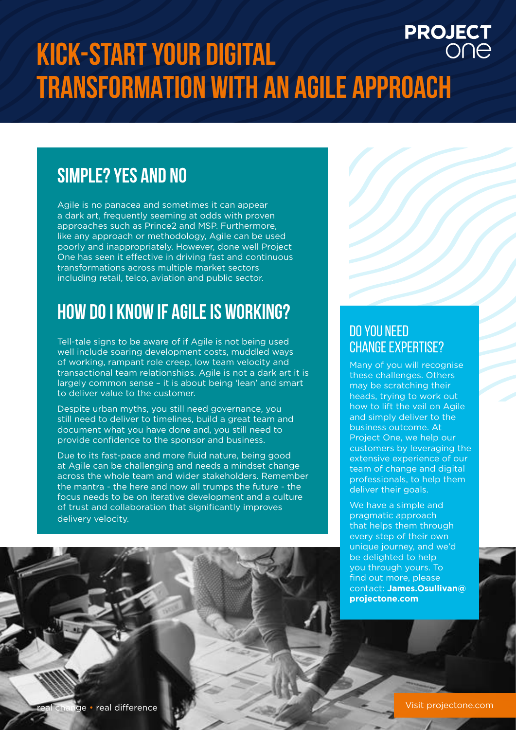# KICK-START YOUR DIGITAL TRANSFORMATION WITH AN AGILE APPROACH

PROJECT one

## SIMPLE? YES AND NO

Agile is no panacea and sometimes it can appear a dark art, frequently seeming at odds with proven approaches such as Prince2 and MSP. Furthermore, like any approach or methodology, Agile can be used poorly and inappropriately. However, done well Project One has seen it effective in driving fast and continuous transformations across multiple market sectors including retail, telco, aviation and public sector.

## HOW DO I KNOW IF AGILE IS WORKING?

Tell-tale signs to be aware of if Agile is not being used well include soaring development costs, muddled ways of working, rampant role creep, low team velocity and transactional team relationships. Agile is not a dark art it is largely common sense – it is about being 'lean' and smart to deliver value to the customer.

Despite urban myths, you still need governance, you still need to deliver to timelines, build a great team and document what you have done and, you still need to provide confidence to the sponsor and business.

Due to its fast-pace and more fluid nature, being good at Agile can be challenging and needs a mindset change across the whole team and wider stakeholders. Remember the mantra - the here and now all trumps the future - the focus needs to be on iterative development and a culture of trust and collaboration that significantly improves delivery velocity.

## DO YOU NEED CHANGE EXPERTISE?

Many of you will recognise these challenges. Others may be scratching their heads, trying to work out how to lift the veil on Agile and simply deliver to the business outcome. At Project One, we help our customers by leveraging the extensive experience of our team of change and digital professionals, to help them deliver their goals.

We have a simple and pragmatic approach that helps them through every step of their own unique journey, and we'd be delighted to help you through yours. To find out more, please contact: **James.Osullivan@projectone.com**

real change • real difference

Visit projectone.com